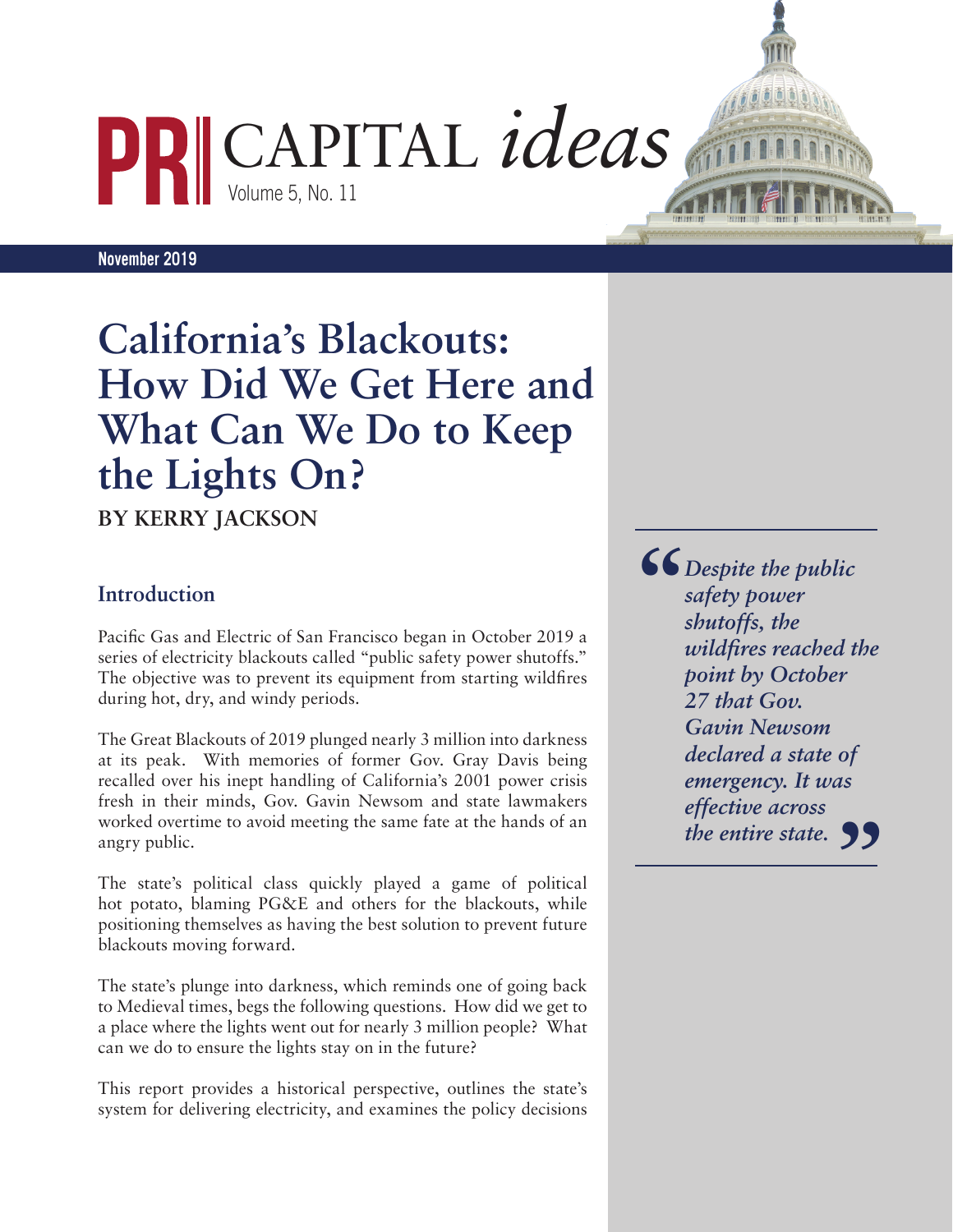# PRI CAPITAL *ideas*

Volume 5, No. 11

**November 2019**

# California's Blackouts: How Did We Get Here and What Can We Do to Keep the Lights On?

**BY KERRY JACKSON**

## Introduction

Pacific Gas and Electric of San Francisco began in October 2019 a series of electricity blackouts called "public safety power shutoffs." The objective was to prevent its equipment from starting wildfires during hot, dry, and windy periods.

The Great Blackouts of 2019 plunged nearly 3 million into darkness at its peak. With memories of former Gov. Gray Davis being recalled over his inept handling of California's 2001 power crisis fresh in their minds, Gov. Gavin Newsom and state lawmakers worked overtime to avoid meeting the same fate at the hands of an angry public.

The state's political class quickly played a game of political hot potato, blaming PG&E and others for the blackouts, while positioning themselves as having the best solution to prevent future blackouts moving forward.

The state's plunge into darkness, which reminds one of going back to Medieval times, begs the following questions. How did we get to a place where the lights went out for nearly 3 million people? What can we do to ensure the lights stay on in the future?

This report provides a historical perspective, outlines the state's system for delivering electricity, and examines the policy decisions

> ***"Despite the public safety power shutoffs, the wildfires reached the point by October 27 that Gov. Gavin Newsom declared a state of emergency. It was effective across the entire state."***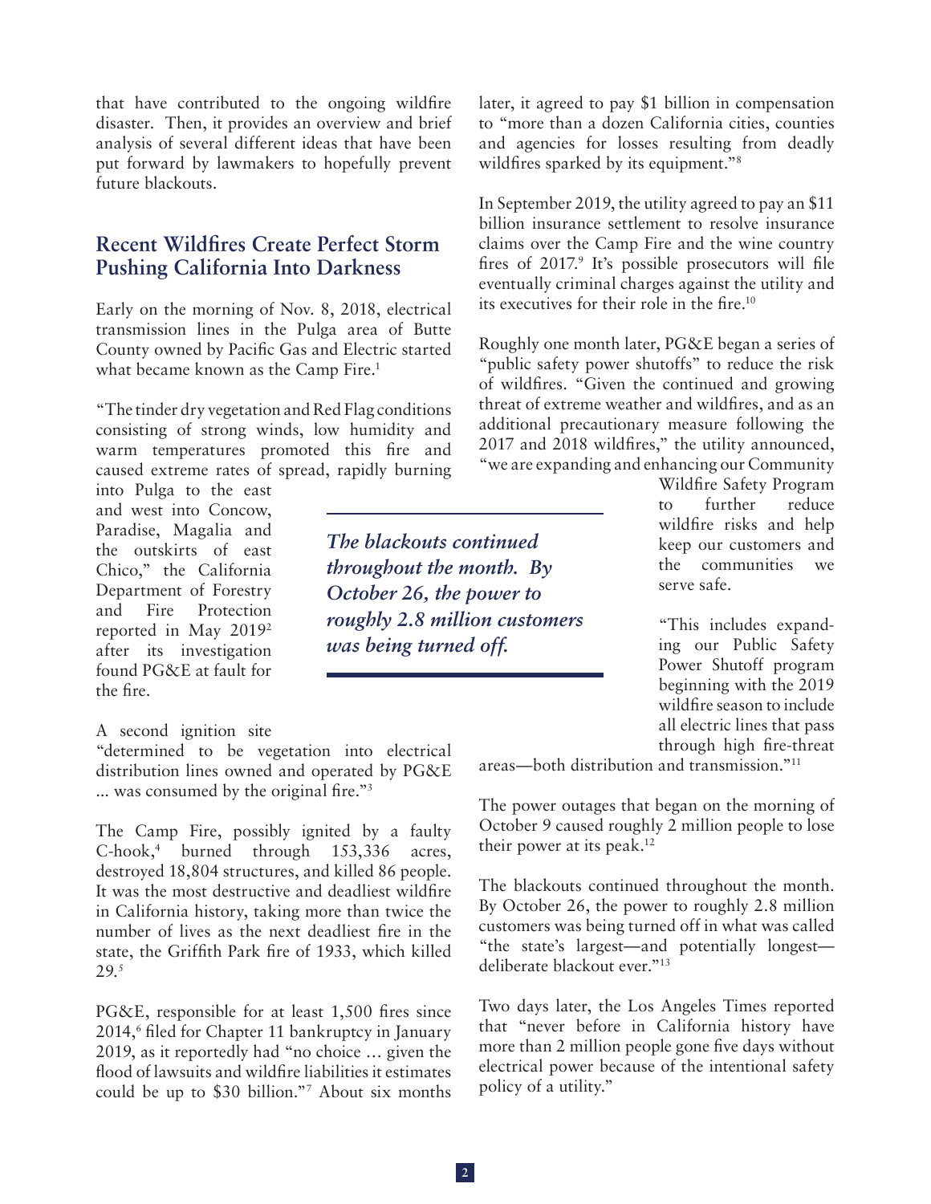that have contributed to the ongoing wildfire disaster. Then, it provides an overview and brief analysis of several different ideas that have been put forward by lawmakers to hopefully prevent future blackouts.

## Recent Wildfires Create Perfect Storm Pushing California Into Darkness

Early on the morning of Nov. 8, 2018, electrical transmission lines in the Pulga area of Butte County owned by Pacific Gas and Electric started what became known as the Camp Fire.[1]

"The tinder dry vegetation and Red Flag conditions consisting of strong winds, low humidity and warm temperatures promoted this fire and caused extreme rates of spread, rapidly burning into Pulga to the east and west into Concow, Paradise, Magalia and the outskirts of east Chico," the California Department of Forestry and Fire Protection reported in May 2019[2] after its investigation found PG&E at fault for the fire.

A second ignition site "determined to be vegetation into electrical distribution lines owned and operated by PG&E ... was consumed by the original fire."[3]

The Camp Fire, possibly ignited by a faulty C-hook,[4] burned through 153,336 acres, destroyed 18,804 structures, and killed 86 people. It was the most destructive and deadliest wildfire in California history, taking more than twice the number of lives as the next deadliest fire in the state, the Griffith Park fire of 1933, which killed 29.[5]

PG&E, responsible for at least 1,500 fires since 2014,[6] filed for Chapter 11 bankruptcy in January 2019, as it reportedly had "no choice ... given the flood of lawsuits and wildfire liabilities it estimates could be up to $30 billion."[7] About six months later, it agreed to pay $1 billion in compensation to "more than a dozen California cities, counties and agencies for losses resulting from deadly wildfires sparked by its equipment."[8]

In September 2019, the utility agreed to pay an $11 billion insurance settlement to resolve insurance claims over the Camp Fire and the wine country fires of 2017.[9] It's possible prosecutors will file eventually criminal charges against the utility and its executives for their role in the fire.[10]

Roughly one month later, PG&E began a series of "public safety power shutoffs" to reduce the risk of wildfires. "Given the continued and growing threat of extreme weather and wildfires, and as an additional precautionary measure following the 2017 and 2018 wildfires," the utility announced, "we are expanding and enhancing our Community Wildfire Safety Program to further reduce wildfire risks and help keep our customers and the communities we serve safe.

"This includes expanding our Public Safety Power Shutoff program beginning with the 2019 wildfire season to include all electric lines that pass through high fire-threat areas—both distribution and transmission."[11]

*The blackouts continued throughout the month. By October 26, the power to roughly 2.8 million customers was being turned off.*

The power outages that began on the morning of October 9 caused roughly 2 million people to lose their power at its peak.[12]

The blackouts continued throughout the month. By October 26, the power to roughly 2.8 million customers was being turned off in what was called "the state's largest—and potentially longest—deliberate blackout ever."[13]

Two days later, the Los Angeles Times reported that "never before in California history have more than 2 million people gone five days without electrical power because of the intentional safety policy of a utility."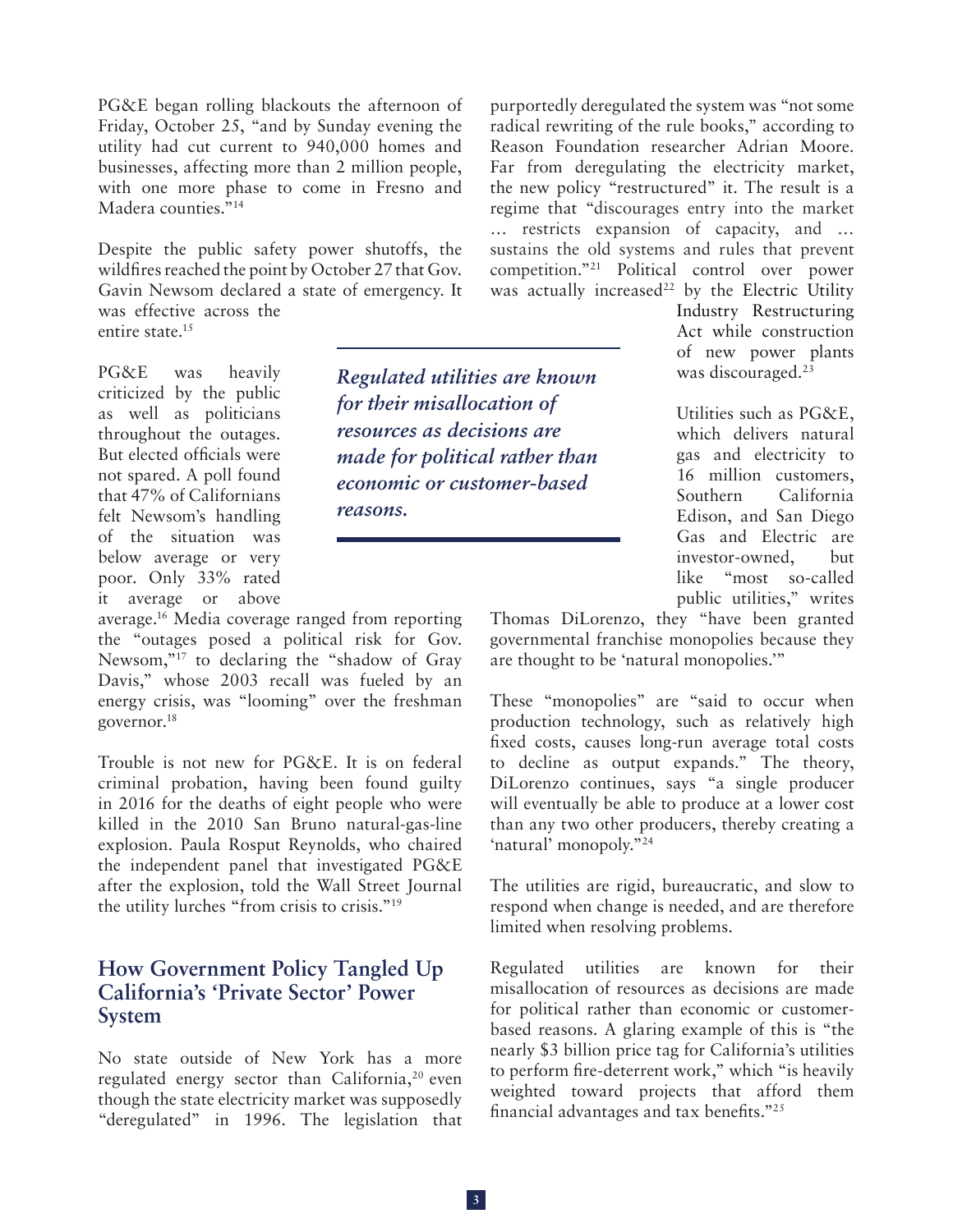PG&E began rolling blackouts the afternoon of Friday, October 25, "and by Sunday evening the utility had cut current to 940,000 homes and businesses, affecting more than 2 million people, with one more phase to come in Fresno and Madera counties."[14]

Despite the public safety power shutoffs, the wildfires reached the point by October 27 that Gov. Gavin Newsom declared a state of emergency. It was effective across the entire state.[15]

PG&E was heavily criticized by the public as well as politicians throughout the outages. But elected officials were not spared. A poll found that 47% of Californians felt Newsom's handling of the situation was below average or very poor. Only 33% rated it average or above average.[16] Media coverage ranged from reporting the "outages posed a political risk for Gov. Newsom,"[17] to declaring the "shadow of Gray Davis," whose 2003 recall was fueled by an energy crisis, was "looming" over the freshman governor.[18]

Trouble is not new for PG&E. It is on federal criminal probation, having been found guilty in 2016 for the deaths of eight people who were killed in the 2010 San Bruno natural-gas-line explosion. Paula Rosput Reynolds, who chaired the independent panel that investigated PG&E after the explosion, told the Wall Street Journal the utility lurches "from crisis to crisis."[19]

## How Government Policy Tangled Up California's 'Private Sector' Power System

No state outside of New York has a more regulated energy sector than California,[20] even though the state electricity market was supposedly "deregulated" in 1996. The legislation that purportedly deregulated the system was "not some radical rewriting of the rule books," according to Reason Foundation researcher Adrian Moore. Far from deregulating the electricity market, the new policy "restructured" it. The result is a regime that "discourages entry into the market … restricts expansion of capacity, and … sustains the old systems and rules that prevent competition."[21] Political control over power was actually increased[22] by the Electric Utility Industry Restructuring Act while construction of new power plants was discouraged.[23]

*Regulated utilities are known for their misallocation of resources as decisions are made for political rather than economic or customer-based reasons.*

Utilities such as PG&E, which delivers natural gas and electricity to 16 million customers, Southern California Edison, and San Diego Gas and Electric are investor-owned, but like "most so-called public utilities," writes Thomas DiLorenzo, they "have been granted governmental franchise monopolies because they are thought to be 'natural monopolies.'"

These "monopolies" are "said to occur when production technology, such as relatively high fixed costs, causes long-run average total costs to decline as output expands." The theory, DiLorenzo continues, says "a single producer will eventually be able to produce at a lower cost than any two other producers, thereby creating a 'natural' monopoly."[24]

The utilities are rigid, bureaucratic, and slow to respond when change is needed, and are therefore limited when resolving problems.

Regulated utilities are known for their misallocation of resources as decisions are made for political rather than economic or customer-based reasons. A glaring example of this is "the nearly $3 billion price tag for California's utilities to perform fire-deterrent work," which "is heavily weighted toward projects that afford them financial advantages and tax benefits."[25]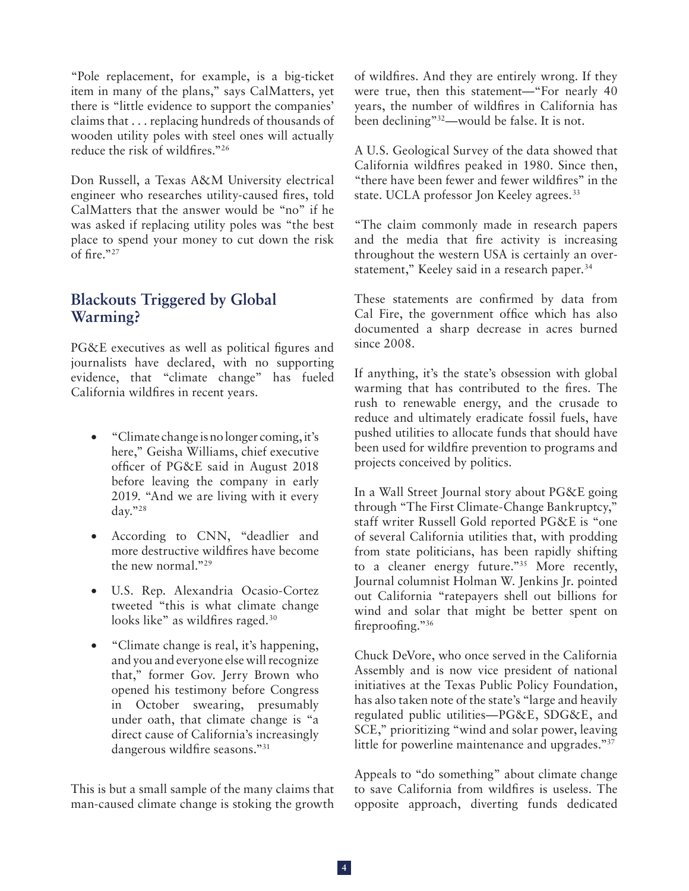"Pole replacement, for example, is a big-ticket item in many of the plans," says CalMatters, yet there is "little evidence to support the companies' claims that . . . replacing hundreds of thousands of wooden utility poles with steel ones will actually reduce the risk of wildfires."[26]

Don Russell, a Texas A&M University electrical engineer who researches utility-caused fires, told CalMatters that the answer would be "no" if he was asked if replacing utility poles was "the best place to spend your money to cut down the risk of fire."[27]

## Blackouts Triggered by Global Warming?

PG&E executives as well as political figures and journalists have declared, with no supporting evidence, that "climate change" has fueled California wildfires in recent years.

- "Climate change is no longer coming, it's here," Geisha Williams, chief executive officer of PG&E said in August 2018 before leaving the company in early 2019. "And we are living with it every day."[28]
- According to CNN, "deadlier and more destructive wildfires have become the new normal."[29]
- U.S. Rep. Alexandria Ocasio-Cortez tweeted "this is what climate change looks like" as wildfires raged.[30]
- "Climate change is real, it's happening, and you and everyone else will recognize that," former Gov. Jerry Brown who opened his testimony before Congress in October swearing, presumably under oath, that climate change is "a direct cause of California's increasingly dangerous wildfire seasons."[31]

This is but a small sample of the many claims that man-caused climate change is stoking the growth of wildfires. And they are entirely wrong. If they were true, then this statement—"For nearly 40 years, the number of wildfires in California has been declining"[32]—would be false. It is not.

A U.S. Geological Survey of the data showed that California wildfires peaked in 1980. Since then, "there have been fewer and fewer wildfires" in the state. UCLA professor Jon Keeley agrees.[33]

"The claim commonly made in research papers and the media that fire activity is increasing throughout the western USA is certainly an overstatement," Keeley said in a research paper.[34]

These statements are confirmed by data from Cal Fire, the government office which has also documented a sharp decrease in acres burned since 2008.

If anything, it's the state's obsession with global warming that has contributed to the fires. The rush to renewable energy, and the crusade to reduce and ultimately eradicate fossil fuels, have pushed utilities to allocate funds that should have been used for wildfire prevention to programs and projects conceived by politics.

In a Wall Street Journal story about PG&E going through "The First Climate-Change Bankruptcy," staff writer Russell Gold reported PG&E is "one of several California utilities that, with prodding from state politicians, has been rapidly shifting to a cleaner energy future."[35] More recently, Journal columnist Holman W. Jenkins Jr. pointed out California "ratepayers shell out billions for wind and solar that might be better spent on fireproofing."[36]

Chuck DeVore, who once served in the California Assembly and is now vice president of national initiatives at the Texas Public Policy Foundation, has also taken note of the state's "large and heavily regulated public utilities—PG&E, SDG&E, and SCE," prioritizing "wind and solar power, leaving little for powerline maintenance and upgrades."[37]

Appeals to "do something" about climate change to save California from wildfires is useless. The opposite approach, diverting funds dedicated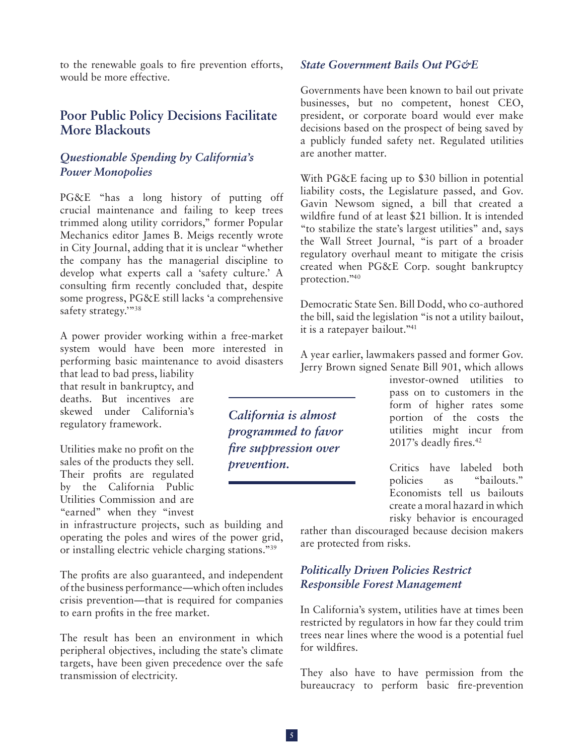to the renewable goals to fire prevention efforts, would be more effective.

## Poor Public Policy Decisions Facilitate More Blackouts

### *Questionable Spending by California's Power Monopolies*

PG&E "has a long history of putting off crucial maintenance and failing to keep trees trimmed along utility corridors," former Popular Mechanics editor James B. Meigs recently wrote in City Journal, adding that it is unclear "whether the company has the managerial discipline to develop what experts call a 'safety culture.' A consulting firm recently concluded that, despite some progress, PG&E still lacks 'a comprehensive safety strategy.'"[38]

A power provider working within a free-market system would have been more interested in performing basic maintenance to avoid disasters that lead to bad press, liability that result in bankruptcy, and deaths. But incentives are skewed under California's regulatory framework.

Utilities make no profit on the sales of the products they sell. Their profits are regulated by the California Public Utilities Commission and are "earned" when they "invest in infrastructure projects, such as building and operating the poles and wires of the power grid, or installing electric vehicle charging stations."[39]

The profits are also guaranteed, and independent of the business performance—which often includes crisis prevention—that is required for companies to earn profits in the free market.

The result has been an environment in which peripheral objectives, including the state's climate targets, have been given precedence over the safe transmission of electricity.

> *California is almost programmed to favor fire suppression over prevention.*

### *State Government Bails Out PG&E*

Governments have been known to bail out private businesses, but no competent, honest CEO, president, or corporate board would ever make decisions based on the prospect of being saved by a publicly funded safety net. Regulated utilities are another matter.

With PG&E facing up to $30 billion in potential liability costs, the Legislature passed, and Gov. Gavin Newsom signed, a bill that created a wildfire fund of at least $21 billion. It is intended "to stabilize the state's largest utilities" and, says the Wall Street Journal, "is part of a broader regulatory overhaul meant to mitigate the crisis created when PG&E Corp. sought bankruptcy protection."[40]

Democratic State Sen. Bill Dodd, who co-authored the bill, said the legislation "is not a utility bailout, it is a ratepayer bailout."[41]

A year earlier, lawmakers passed and former Gov. Jerry Brown signed Senate Bill 901, which allows investor-owned utilities to pass on to customers in the form of higher rates some portion of the costs the utilities might incur from 2017's deadly fires.[42]

Critics have labeled both policies as "bailouts." Economists tell us bailouts create a moral hazard in which risky behavior is encouraged rather than discouraged because decision makers are protected from risks.

### *Politically Driven Policies Restrict Responsible Forest Management*

In California's system, utilities have at times been restricted by regulators in how far they could trim trees near lines where the wood is a potential fuel for wildfires.

They also have to have permission from the bureaucracy to perform basic fire-prevention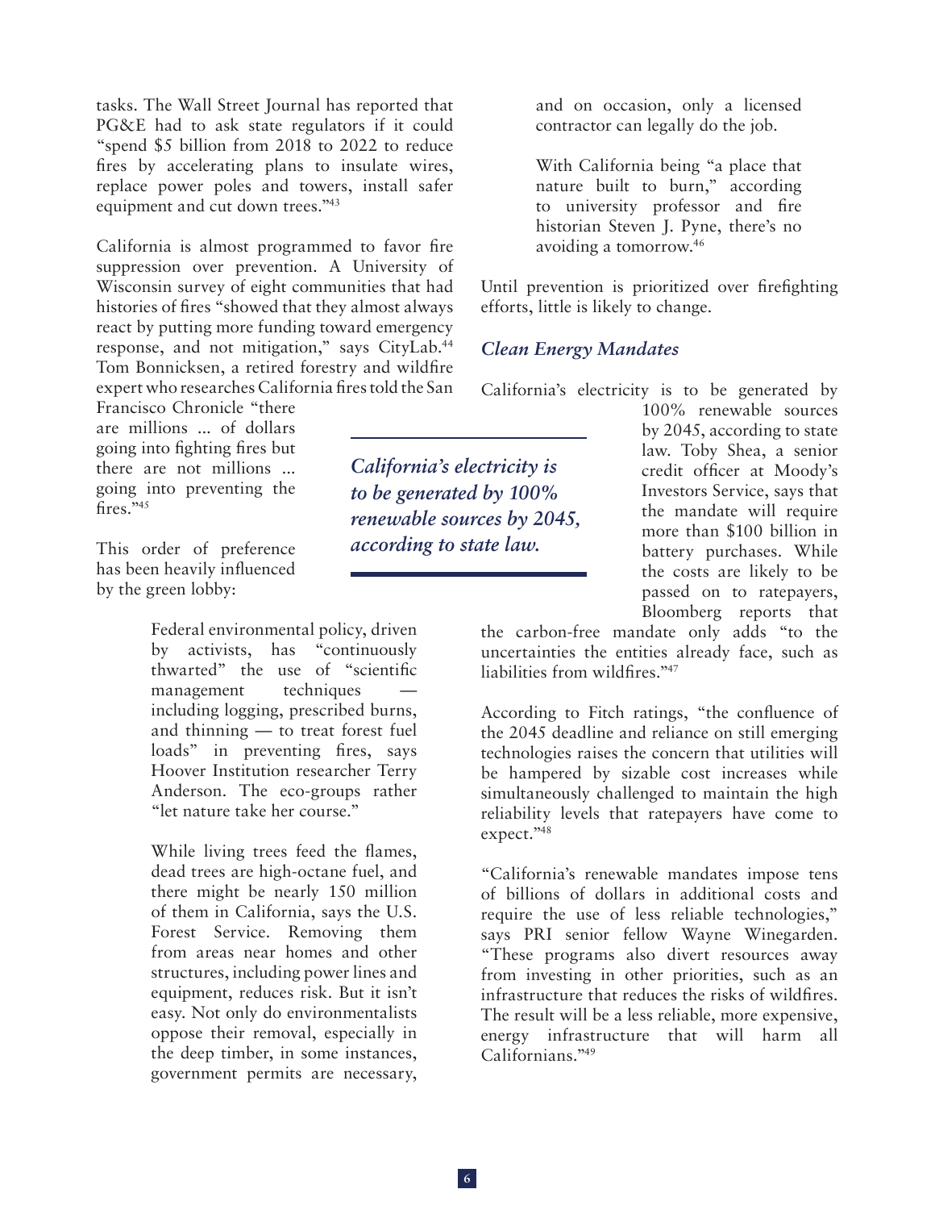tasks. The Wall Street Journal has reported that PG&E had to ask state regulators if it could "spend $5 billion from 2018 to 2022 to reduce fires by accelerating plans to insulate wires, replace power poles and towers, install safer equipment and cut down trees."[43]

California is almost programmed to favor fire suppression over prevention. A University of Wisconsin survey of eight communities that had histories of fires "showed that they almost always react by putting more funding toward emergency response, and not mitigation," says CityLab.[44] Tom Bonnicksen, a retired forestry and wildfire expert who researches California fires told the San Francisco Chronicle "there are millions ... of dollars going into fighting fires but there are not millions ... going into preventing the fires."[45]

This order of preference has been heavily influenced by the green lobby:

> Federal environmental policy, driven by activists, has "continuously thwarted" the use of "scientific management techniques — including logging, prescribed burns, and thinning — to treat forest fuel loads" in preventing fires, says Hoover Institution researcher Terry Anderson. The eco-groups rather "let nature take her course."
>
> While living trees feed the flames, dead trees are high-octane fuel, and there might be nearly 150 million of them in California, says the U.S. Forest Service. Removing them from areas near homes and other structures, including power lines and equipment, reduces risk. But it isn't easy. Not only do environmentalists oppose their removal, especially in the deep timber, in some instances, government permits are necessary, and on occasion, only a licensed contractor can legally do the job.
>
> With California being "a place that nature built to burn," according to university professor and fire historian Steven J. Pyne, there's no avoiding a tomorrow.[46]

Until prevention is prioritized over firefighting efforts, little is likely to change.

### *Clean Energy Mandates*

California's electricity is to be generated by 100% renewable sources by 2045, according to state law. Toby Shea, a senior credit officer at Moody's Investors Service, says that the mandate will require more than $100 billion in battery purchases. While the costs are likely to be passed on to ratepayers, Bloomberg reports that the carbon-free mandate only adds "to the uncertainties the entities already face, such as liabilities from wildfires."[47]

> ***California's electricity is to be generated by 100% renewable sources by 2045, according to state law.***

According to Fitch ratings, "the confluence of the 2045 deadline and reliance on still emerging technologies raises the concern that utilities will be hampered by sizable cost increases while simultaneously challenged to maintain the high reliability levels that ratepayers have come to expect."[48]

"California's renewable mandates impose tens of billions of dollars in additional costs and require the use of less reliable technologies," says PRI senior fellow Wayne Winegarden. "These programs also divert resources away from investing in other priorities, such as an infrastructure that reduces the risks of wildfires. The result will be a less reliable, more expensive, energy infrastructure that will harm all Californians."[49]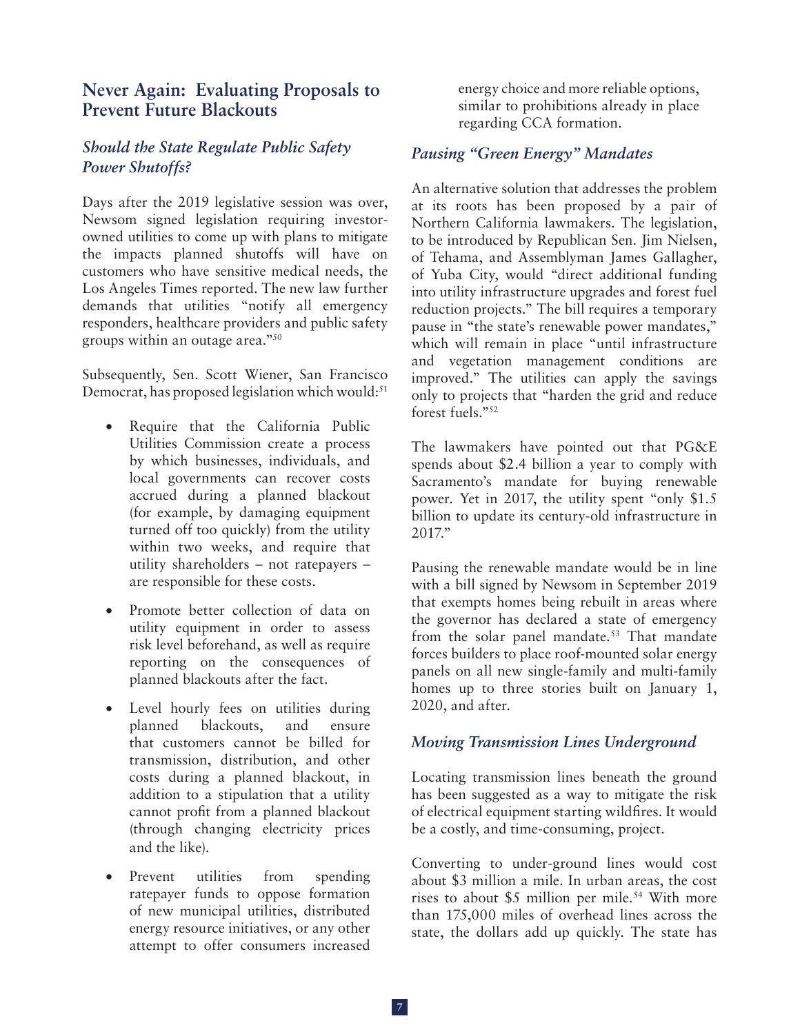## Never Again: Evaluating Proposals to Prevent Future Blackouts

### *Should the State Regulate Public Safety Power Shutoffs?*

Days after the 2019 legislative session was over, Newsom signed legislation requiring investor-owned utilities to come up with plans to mitigate the impacts planned shutoffs will have on customers who have sensitive medical needs, the Los Angeles Times reported. The new law further demands that utilities "notify all emergency responders, healthcare providers and public safety groups within an outage area."[50]

Subsequently, Sen. Scott Wiener, San Francisco Democrat, has proposed legislation which would:[51]

- Require that the California Public Utilities Commission create a process by which businesses, individuals, and local governments can recover costs accrued during a planned blackout (for example, by damaging equipment turned off too quickly) from the utility within two weeks, and require that utility shareholders – not ratepayers – are responsible for these costs.
- Promote better collection of data on utility equipment in order to assess risk level beforehand, as well as require reporting on the consequences of planned blackouts after the fact.
- Level hourly fees on utilities during planned blackouts, and ensure that customers cannot be billed for transmission, distribution, and other costs during a planned blackout, in addition to a stipulation that a utility cannot profit from a planned blackout (through changing electricity prices and the like).
- Prevent utilities from spending ratepayer funds to oppose formation of new municipal utilities, distributed energy resource initiatives, or any other attempt to offer consumers increased energy choice and more reliable options, similar to prohibitions already in place regarding CCA formation.

### *Pausing "Green Energy" Mandates*

An alternative solution that addresses the problem at its roots has been proposed by a pair of Northern California lawmakers. The legislation, to be introduced by Republican Sen. Jim Nielsen, of Tehama, and Assemblyman James Gallagher, of Yuba City, would "direct additional funding into utility infrastructure upgrades and forest fuel reduction projects." The bill requires a temporary pause in "the state's renewable power mandates," which will remain in place "until infrastructure and vegetation management conditions are improved." The utilities can apply the savings only to projects that "harden the grid and reduce forest fuels."[52]

The lawmakers have pointed out that PG&E spends about $2.4 billion a year to comply with Sacramento's mandate for buying renewable power. Yet in 2017, the utility spent "only $1.5 billion to update its century-old infrastructure in 2017."

Pausing the renewable mandate would be in line with a bill signed by Newsom in September 2019 that exempts homes being rebuilt in areas where the governor has declared a state of emergency from the solar panel mandate.[53] That mandate forces builders to place roof-mounted solar energy panels on all new single-family and multi-family homes up to three stories built on January 1, 2020, and after.

### *Moving Transmission Lines Underground*

Locating transmission lines beneath the ground has been suggested as a way to mitigate the risk of electrical equipment starting wildfires. It would be a costly, and time-consuming, project.

Converting to under-ground lines would cost about $3 million a mile. In urban areas, the cost rises to about $5 million per mile.[54] With more than 175,000 miles of overhead lines across the state, the dollars add up quickly. The state has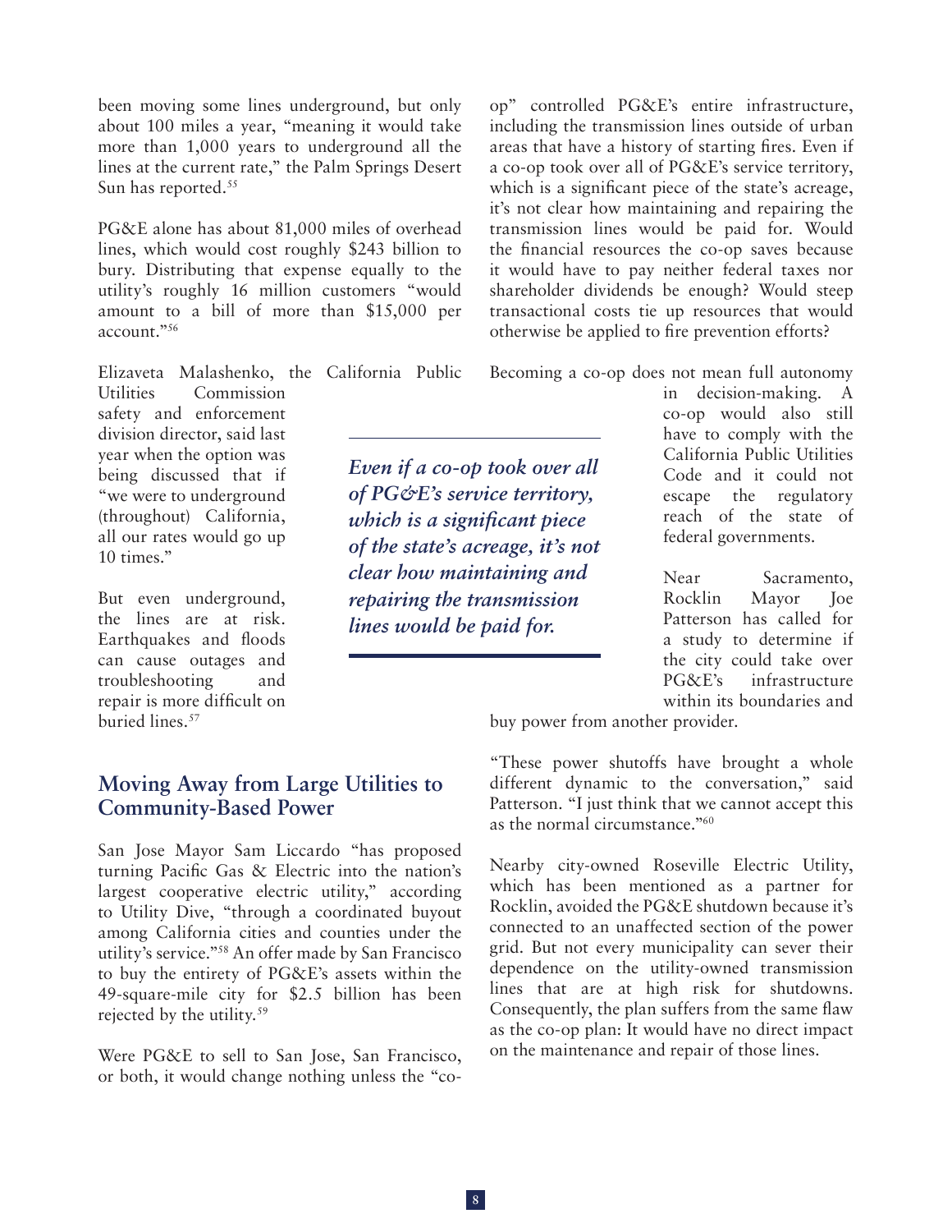been moving some lines underground, but only about 100 miles a year, "meaning it would take more than 1,000 years to underground all the lines at the current rate," the Palm Springs Desert Sun has reported.[55]

PG&E alone has about 81,000 miles of overhead lines, which would cost roughly $243 billion to bury. Distributing that expense equally to the utility's roughly 16 million customers "would amount to a bill of more than $15,000 per account."[56]

Elizaveta Malashenko, the California Public Utilities Commission safety and enforcement division director, said last year when the option was being discussed that if "we were to underground (throughout) California, all our rates would go up 10 times."

But even underground, the lines are at risk. Earthquakes and floods can cause outages and troubleshooting and repair is more difficult on buried lines.[57]

## Moving Away from Large Utilities to Community-Based Power

San Jose Mayor Sam Liccardo "has proposed turning Pacific Gas & Electric into the nation's largest cooperative electric utility," according to Utility Dive, "through a coordinated buyout among California cities and counties under the utility's service."[58] An offer made by San Francisco to buy the entirety of PG&E's assets within the 49-square-mile city for $2.5 billion has been rejected by the utility.[59]

Were PG&E to sell to San Jose, San Francisco, or both, it would change nothing unless the "co-op" controlled PG&E's entire infrastructure, including the transmission lines outside of urban areas that have a history of starting fires. Even if a co-op took over all of PG&E's service territory, which is a significant piece of the state's acreage, it's not clear how maintaining and repairing the transmission lines would be paid for. Would the financial resources the co-op saves because it would have to pay neither federal taxes nor shareholder dividends be enough? Would steep transactional costs tie up resources that would otherwise be applied to fire prevention efforts?

*Even if a co-op took over all of PG&E's service territory, which is a significant piece of the state's acreage, it's not clear how maintaining and repairing the transmission lines would be paid for.*

Becoming a co-op does not mean full autonomy in decision-making. A co-op would also still have to comply with the California Public Utilities Code and it could not escape the regulatory reach of the state of federal governments.

Near Sacramento, Rocklin Mayor Joe Patterson has called for a study to determine if the city could take over PG&E's infrastructure within its boundaries and buy power from another provider.

"These power shutoffs have brought a whole different dynamic to the conversation," said Patterson. "I just think that we cannot accept this as the normal circumstance."[60]

Nearby city-owned Roseville Electric Utility, which has been mentioned as a partner for Rocklin, avoided the PG&E shutdown because it's connected to an unaffected section of the power grid. But not every municipality can sever their dependence on the utility-owned transmission lines that are at high risk for shutdowns. Consequently, the plan suffers from the same flaw as the co-op plan: It would have no direct impact on the maintenance and repair of those lines.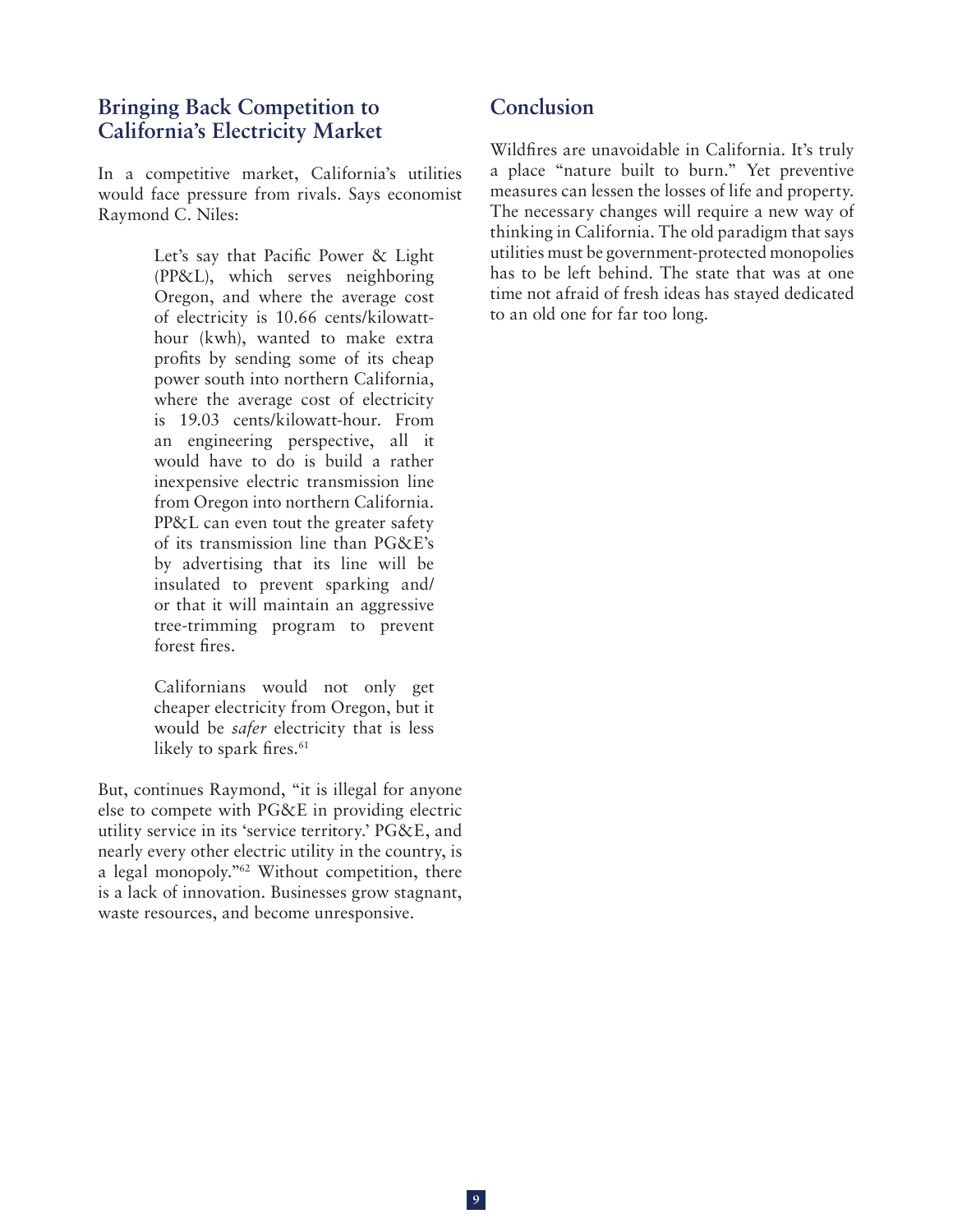## Bringing Back Competition to California's Electricity Market

In a competitive market, California's utilities would face pressure from rivals. Says economist Raymond C. Niles:

> Let's say that Pacific Power & Light (PP&L), which serves neighboring Oregon, and where the average cost of electricity is 10.66 cents/kilowatt-hour (kwh), wanted to make extra profits by sending some of its cheap power south into northern California, where the average cost of electricity is 19.03 cents/kilowatt-hour. From an engineering perspective, all it would have to do is build a rather inexpensive electric transmission line from Oregon into northern California. PP&L can even tout the greater safety of its transmission line than PG&E's by advertising that its line will be insulated to prevent sparking and/or that it will maintain an aggressive tree-trimming program to prevent forest fires.
>
> Californians would not only get cheaper electricity from Oregon, but it would be *safer* electricity that is less likely to spark fires.[61]

But, continues Raymond, "it is illegal for anyone else to compete with PG&E in providing electric utility service in its 'service territory.' PG&E, and nearly every other electric utility in the country, is a legal monopoly."[62] Without competition, there is a lack of innovation. Businesses grow stagnant, waste resources, and become unresponsive.

## Conclusion

Wildfires are unavoidable in California. It's truly a place "nature built to burn." Yet preventive measures can lessen the losses of life and property. The necessary changes will require a new way of thinking in California. The old paradigm that says utilities must be government-protected monopolies has to be left behind. The state that was at one time not afraid of fresh ideas has stayed dedicated to an old one for far too long.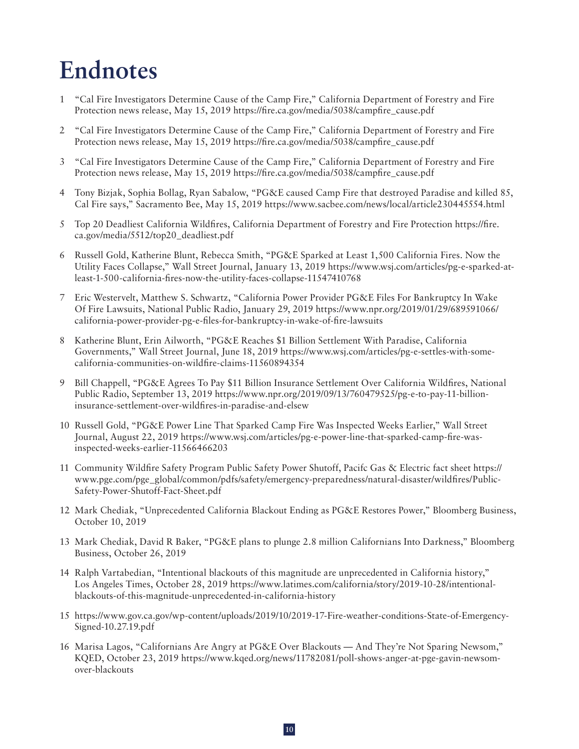# Endnotes

1. "Cal Fire Investigators Determine Cause of the Camp Fire," California Department of Forestry and Fire Protection news release, May 15, 2019 https://fire.ca.gov/media/5038/campfire_cause.pdf

2. "Cal Fire Investigators Determine Cause of the Camp Fire," California Department of Forestry and Fire Protection news release, May 15, 2019 https://fire.ca.gov/media/5038/campfire_cause.pdf

3. "Cal Fire Investigators Determine Cause of the Camp Fire," California Department of Forestry and Fire Protection news release, May 15, 2019 https://fire.ca.gov/media/5038/campfire_cause.pdf

4. Tony Bizjak, Sophia Bollag, Ryan Sabalow, "PG&E caused Camp Fire that destroyed Paradise and killed 85, Cal Fire says," Sacramento Bee, May 15, 2019 https://www.sacbee.com/news/local/article230445554.html

5. Top 20 Deadliest California Wildfires, California Department of Forestry and Fire Protection https://fire.ca.gov/media/5512/top20_deadliest.pdf

6. Russell Gold, Katherine Blunt, Rebecca Smith, "PG&E Sparked at Least 1,500 California Fires. Now the Utility Faces Collapse," Wall Street Journal, January 13, 2019 https://www.wsj.com/articles/pg-e-sparked-at-least-1-500-california-fires-now-the-utility-faces-collapse-11547410768

7. Eric Westervelt, Matthew S. Schwartz, "California Power Provider PG&E Files For Bankruptcy In Wake Of Fire Lawsuits, National Public Radio, January 29, 2019 https://www.npr.org/2019/01/29/689591066/california-power-provider-pg-e-files-for-bankruptcy-in-wake-of-fire-lawsuits

8. Katherine Blunt, Erin Ailworth, "PG&E Reaches $1 Billion Settlement With Paradise, California Governments," Wall Street Journal, June 18, 2019 https://www.wsj.com/articles/pg-e-settles-with-some-california-communities-on-wildfire-claims-11560894354

9. Bill Chappell, "PG&E Agrees To Pay $11 Billion Insurance Settlement Over California Wildfires, National Public Radio, September 13, 2019 https://www.npr.org/2019/09/13/760479525/pg-e-to-pay-11-billion-insurance-settlement-over-wildfires-in-paradise-and-elsew

10. Russell Gold, "PG&E Power Line That Sparked Camp Fire Was Inspected Weeks Earlier," Wall Street Journal, August 22, 2019 https://www.wsj.com/articles/pg-e-power-line-that-sparked-camp-fire-was-inspected-weeks-earlier-11566466203

11. Community Wildfire Safety Program Public Safety Power Shutoff, Pacifc Gas & Electric fact sheet https://www.pge.com/pge_global/common/pdfs/safety/emergency-preparedness/natural-disaster/wildfires/Public-Safety-Power-Shutoff-Fact-Sheet.pdf

12. Mark Chediak, "Unprecedented California Blackout Ending as PG&E Restores Power," Bloomberg Business, October 10, 2019

13. Mark Chediak, David R Baker, "PG&E plans to plunge 2.8 million Californians Into Darkness," Bloomberg Business, October 26, 2019

14. Ralph Vartabedian, "Intentional blackouts of this magnitude are unprecedented in California history," Los Angeles Times, October 28, 2019 https://www.latimes.com/california/story/2019-10-28/intentional-blackouts-of-this-magnitude-unprecedented-in-california-history

15. https://www.gov.ca.gov/wp-content/uploads/2019/10/2019-17-Fire-weather-conditions-State-of-Emergency-Signed-10.27.19.pdf

16. Marisa Lagos, "Californians Are Angry at PG&E Over Blackouts — And They're Not Sparing Newsom," KQED, October 23, 2019 https://www.kqed.org/news/11782081/poll-shows-anger-at-pge-gavin-newsom-over-blackouts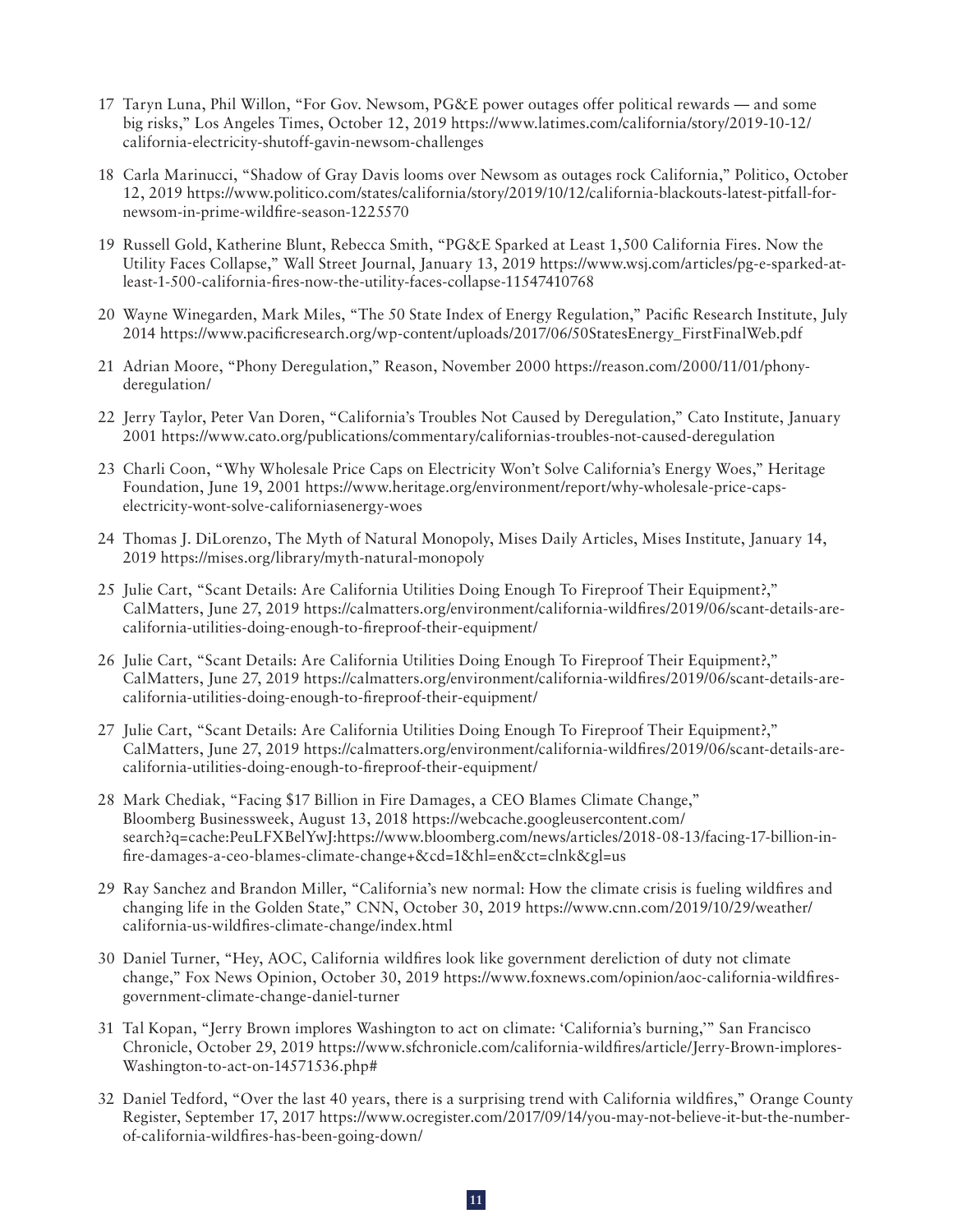17 Taryn Luna, Phil Willon, "For Gov. Newsom, PG&E power outages offer political rewards — and some big risks," Los Angeles Times, October 12, 2019 https://www.latimes.com/california/story/2019-10-12/california-electricity-shutoff-gavin-newsom-challenges

18 Carla Marinucci, "Shadow of Gray Davis looms over Newsom as outages rock California," Politico, October 12, 2019 https://www.politico.com/states/california/story/2019/10/12/california-blackouts-latest-pitfall-for-newsom-in-prime-wildfire-season-1225570

19 Russell Gold, Katherine Blunt, Rebecca Smith, "PG&E Sparked at Least 1,500 California Fires. Now the Utility Faces Collapse," Wall Street Journal, January 13, 2019 https://www.wsj.com/articles/pg-e-sparked-at-least-1-500-california-fires-now-the-utility-faces-collapse-11547410768

20 Wayne Winegarden, Mark Miles, "The 50 State Index of Energy Regulation," Pacific Research Institute, July 2014 https://www.pacificresearch.org/wp-content/uploads/2017/06/50StatesEnergy_FirstFinalWeb.pdf

21 Adrian Moore, "Phony Deregulation," Reason, November 2000 https://reason.com/2000/11/01/phony-deregulation/

22 Jerry Taylor, Peter Van Doren, "California's Troubles Not Caused by Deregulation," Cato Institute, January 2001 https://www.cato.org/publications/commentary/californias-troubles-not-caused-deregulation

23 Charli Coon, "Why Wholesale Price Caps on Electricity Won't Solve California's Energy Woes," Heritage Foundation, June 19, 2001 https://www.heritage.org/environment/report/why-wholesale-price-caps-electricity-wont-solve-californiasenergy-woes

24 Thomas J. DiLorenzo, The Myth of Natural Monopoly, Mises Daily Articles, Mises Institute, January 14, 2019 https://mises.org/library/myth-natural-monopoly

25 Julie Cart, "Scant Details: Are California Utilities Doing Enough To Fireproof Their Equipment?," CalMatters, June 27, 2019 https://calmatters.org/environment/california-wildfires/2019/06/scant-details-are-california-utilities-doing-enough-to-fireproof-their-equipment/

26 Julie Cart, "Scant Details: Are California Utilities Doing Enough To Fireproof Their Equipment?," CalMatters, June 27, 2019 https://calmatters.org/environment/california-wildfires/2019/06/scant-details-are-california-utilities-doing-enough-to-fireproof-their-equipment/

27 Julie Cart, "Scant Details: Are California Utilities Doing Enough To Fireproof Their Equipment?," CalMatters, June 27, 2019 https://calmatters.org/environment/california-wildfires/2019/06/scant-details-are-california-utilities-doing-enough-to-fireproof-their-equipment/

28 Mark Chediak, "Facing $17 Billion in Fire Damages, a CEO Blames Climate Change," Bloomberg Businessweek, August 13, 2018 https://webcache.googleusercontent.com/search?q=cache:PeuLFXBelYwJ:https://www.bloomberg.com/news/articles/2018-08-13/facing-17-billion-in-fire-damages-a-ceo-blames-climate-change+&cd=1&hl=en&ct=clnk&gl=us

29 Ray Sanchez and Brandon Miller, "California's new normal: How the climate crisis is fueling wildfires and changing life in the Golden State," CNN, October 30, 2019 https://www.cnn.com/2019/10/29/weather/california-us-wildfires-climate-change/index.html

30 Daniel Turner, "Hey, AOC, California wildfires look like government dereliction of duty not climate change," Fox News Opinion, October 30, 2019 https://www.foxnews.com/opinion/aoc-california-wildfires-government-climate-change-daniel-turner

31 Tal Kopan, "Jerry Brown implores Washington to act on climate: 'California's burning,'" San Francisco Chronicle, October 29, 2019 https://www.sfchronicle.com/california-wildfires/article/Jerry-Brown-implores-Washington-to-act-on-14571536.php#

32 Daniel Tedford, "Over the last 40 years, there is a surprising trend with California wildfires," Orange County Register, September 17, 2017 https://www.ocregister.com/2017/09/14/you-may-not-believe-it-but-the-number-of-california-wildfires-has-been-going-down/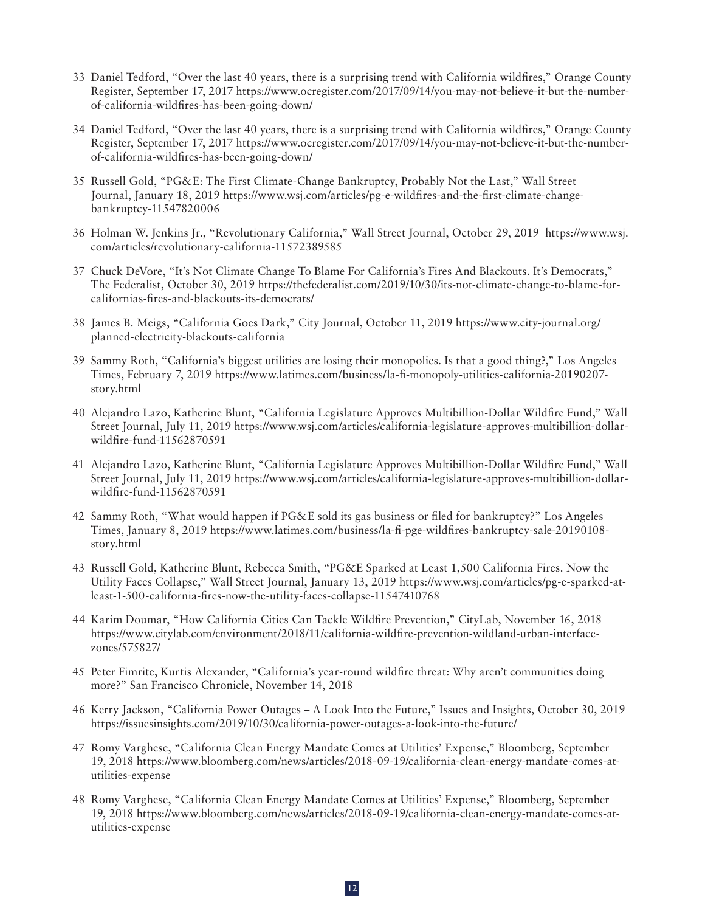33 Daniel Tedford, "Over the last 40 years, there is a surprising trend with California wildfires," Orange County Register, September 17, 2017 https://www.ocregister.com/2017/09/14/you-may-not-believe-it-but-the-number-of-california-wildfires-has-been-going-down/

34 Daniel Tedford, "Over the last 40 years, there is a surprising trend with California wildfires," Orange County Register, September 17, 2017 https://www.ocregister.com/2017/09/14/you-may-not-believe-it-but-the-number-of-california-wildfires-has-been-going-down/

35 Russell Gold, "PG&E: The First Climate-Change Bankruptcy, Probably Not the Last," Wall Street Journal, January 18, 2019 https://www.wsj.com/articles/pg-e-wildfires-and-the-first-climate-change-bankruptcy-11547820006

36 Holman W. Jenkins Jr., "Revolutionary California," Wall Street Journal, October 29, 2019 https://www.wsj.com/articles/revolutionary-california-11572389585

37 Chuck DeVore, "It's Not Climate Change To Blame For California's Fires And Blackouts. It's Democrats," The Federalist, October 30, 2019 https://thefederalist.com/2019/10/30/its-not-climate-change-to-blame-for-californias-fires-and-blackouts-its-democrats/

38 James B. Meigs, "California Goes Dark," City Journal, October 11, 2019 https://www.city-journal.org/planned-electricity-blackouts-california

39 Sammy Roth, "California's biggest utilities are losing their monopolies. Is that a good thing?," Los Angeles Times, February 7, 2019 https://www.latimes.com/business/la-fi-monopoly-utilities-california-20190207-story.html

40 Alejandro Lazo, Katherine Blunt, "California Legislature Approves Multibillion-Dollar Wildfire Fund," Wall Street Journal, July 11, 2019 https://www.wsj.com/articles/california-legislature-approves-multibillion-dollar-wildfire-fund-11562870591

41 Alejandro Lazo, Katherine Blunt, "California Legislature Approves Multibillion-Dollar Wildfire Fund," Wall Street Journal, July 11, 2019 https://www.wsj.com/articles/california-legislature-approves-multibillion-dollar-wildfire-fund-11562870591

42 Sammy Roth, "What would happen if PG&E sold its gas business or filed for bankruptcy?" Los Angeles Times, January 8, 2019 https://www.latimes.com/business/la-fi-pge-wildfires-bankruptcy-sale-20190108-story.html

43 Russell Gold, Katherine Blunt, Rebecca Smith, "PG&E Sparked at Least 1,500 California Fires. Now the Utility Faces Collapse," Wall Street Journal, January 13, 2019 https://www.wsj.com/articles/pg-e-sparked-at-least-1-500-california-fires-now-the-utility-faces-collapse-11547410768

44 Karim Doumar, "How California Cities Can Tackle Wildfire Prevention," CityLab, November 16, 2018 https://www.citylab.com/environment/2018/11/california-wildfire-prevention-wildland-urban-interface-zones/575827/

45 Peter Fimrite, Kurtis Alexander, "California's year-round wildfire threat: Why aren't communities doing more?" San Francisco Chronicle, November 14, 2018

46 Kerry Jackson, "California Power Outages – A Look Into the Future," Issues and Insights, October 30, 2019 https://issuesinsights.com/2019/10/30/california-power-outages-a-look-into-the-future/

47 Romy Varghese, "California Clean Energy Mandate Comes at Utilities' Expense," Bloomberg, September 19, 2018 https://www.bloomberg.com/news/articles/2018-09-19/california-clean-energy-mandate-comes-at-utilities-expense

48 Romy Varghese, "California Clean Energy Mandate Comes at Utilities' Expense," Bloomberg, September 19, 2018 https://www.bloomberg.com/news/articles/2018-09-19/california-clean-energy-mandate-comes-at-utilities-expense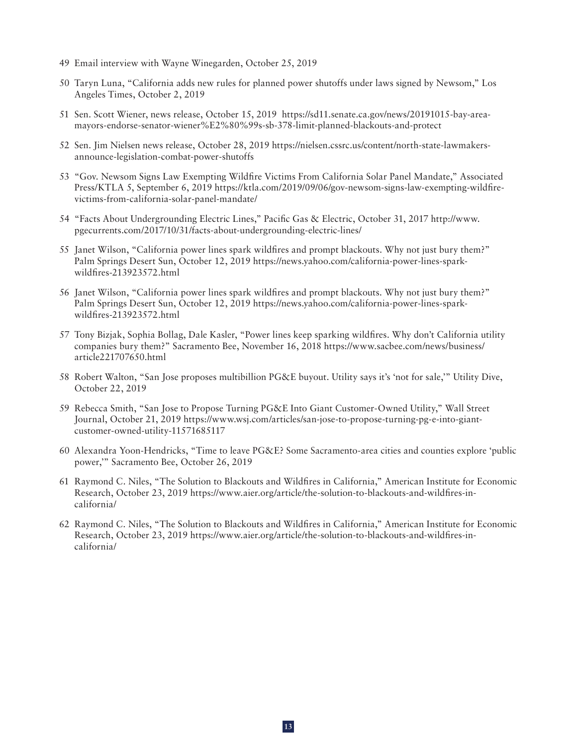49 Email interview with Wayne Winegarden, October 25, 2019

50 Taryn Luna, "California adds new rules for planned power shutoffs under laws signed by Newsom," Los Angeles Times, October 2, 2019

51 Sen. Scott Wiener, news release, October 15, 2019 https://sd11.senate.ca.gov/news/20191015-bay-area-mayors-endorse-senator-wiener%E2%80%99s-sb-378-limit-planned-blackouts-and-protect

52 Sen. Jim Nielsen news release, October 28, 2019 https://nielsen.cssrc.us/content/north-state-lawmakers-announce-legislation-combat-power-shutoffs

53 "Gov. Newsom Signs Law Exempting Wildfire Victims From California Solar Panel Mandate," Associated Press/KTLA 5, September 6, 2019 https://ktla.com/2019/09/06/gov-newsom-signs-law-exempting-wildfire-victims-from-california-solar-panel-mandate/

54 "Facts About Undergrounding Electric Lines," Pacific Gas & Electric, October 31, 2017 http://www.pgecurrents.com/2017/10/31/facts-about-undergrounding-electric-lines/

55 Janet Wilson, "California power lines spark wildfires and prompt blackouts. Why not just bury them?" Palm Springs Desert Sun, October 12, 2019 https://news.yahoo.com/california-power-lines-spark-wildfires-213923572.html

56 Janet Wilson, "California power lines spark wildfires and prompt blackouts. Why not just bury them?" Palm Springs Desert Sun, October 12, 2019 https://news.yahoo.com/california-power-lines-spark-wildfires-213923572.html

57 Tony Bizjak, Sophia Bollag, Dale Kasler, "Power lines keep sparking wildfires. Why don't California utility companies bury them?" Sacramento Bee, November 16, 2018 https://www.sacbee.com/news/business/article221707650.html

58 Robert Walton, "San Jose proposes multibillion PG&E buyout. Utility says it's 'not for sale,'" Utility Dive, October 22, 2019

59 Rebecca Smith, "San Jose to Propose Turning PG&E Into Giant Customer-Owned Utility," Wall Street Journal, October 21, 2019 https://www.wsj.com/articles/san-jose-to-propose-turning-pg-e-into-giant-customer-owned-utility-11571685117

60 Alexandra Yoon-Hendricks, "Time to leave PG&E? Some Sacramento-area cities and counties explore 'public power,'" Sacramento Bee, October 26, 2019

61 Raymond C. Niles, "The Solution to Blackouts and Wildfires in California," American Institute for Economic Research, October 23, 2019 https://www.aier.org/article/the-solution-to-blackouts-and-wildfires-in-california/

62 Raymond C. Niles, "The Solution to Blackouts and Wildfires in California," American Institute for Economic Research, October 23, 2019 https://www.aier.org/article/the-solution-to-blackouts-and-wildfires-in-california/